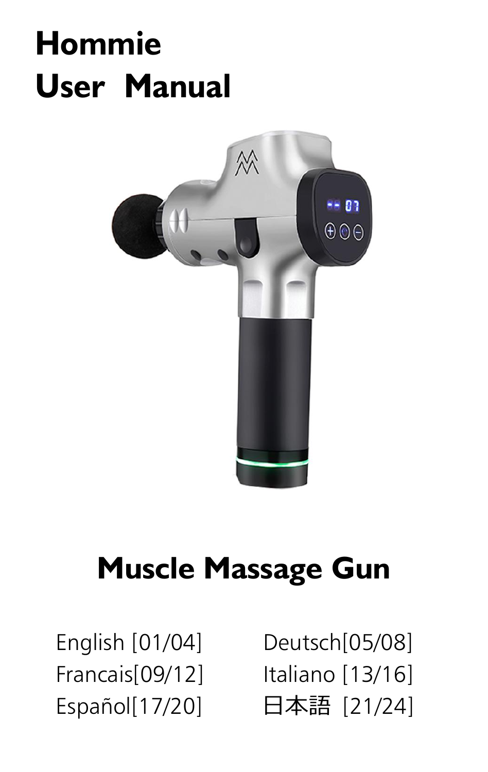# Hommie
# User Manual

## Muscle Massage Gun

English [01/04]
Deutsch[05/08]
Francais[09/12]
Italiano [13/16]
Español[17/20]
日本語 [21/24]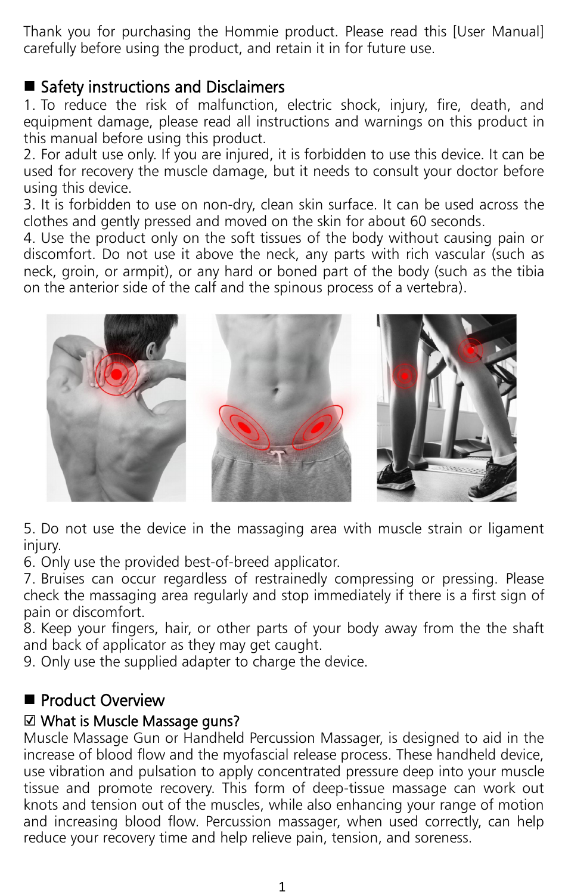Thank you for purchasing the Hommie product. Please read this [User Manual] carefully before using the product, and retain it in for future use.

## ■ Safety instructions and Disclaimers

1. To reduce the risk of malfunction, electric shock, injury, fire, death, and equipment damage, please read all instructions and warnings on this product in this manual before using this product.
2. For adult use only. If you are injured, it is forbidden to use this device. It can be used for recovery the muscle damage, but it needs to consult your doctor before using this device.
3. It is forbidden to use on non-dry, clean skin surface. It can be used across the clothes and gently pressed and moved on the skin for about 60 seconds.
4. Use the product only on the soft tissues of the body without causing pain or discomfort. Do not use it above the neck, any parts with rich vascular (such as neck, groin, or armpit), or any hard or boned part of the body (such as the tibia on the anterior side of the calf and the spinous process of a vertebra).
5. Do not use the device in the massaging area with muscle strain or ligament injury.
6. Only use the provided best-of-breed applicator.
7. Bruises can occur regardless of restrainedly compressing or pressing. Please check the massaging area regularly and stop immediately if there is a first sign of pain or discomfort.
8. Keep your fingers, hair, or other parts of your body away from the the shaft and back of applicator as they may get caught.
9. Only use the supplied adapter to charge the device.

## ■ Product Overview

### ☑ What is Muscle Massage guns?

Muscle Massage Gun or Handheld Percussion Massager, is designed to aid in the increase of blood flow and the myofascial release process. These handheld device, use vibration and pulsation to apply concentrated pressure deep into your muscle tissue and promote recovery. This form of deep-tissue massage can work out knots and tension out of the muscles, while also enhancing your range of motion and increasing blood flow. Percussion massager, when used correctly, can help reduce your recovery time and help relieve pain, tension, and soreness.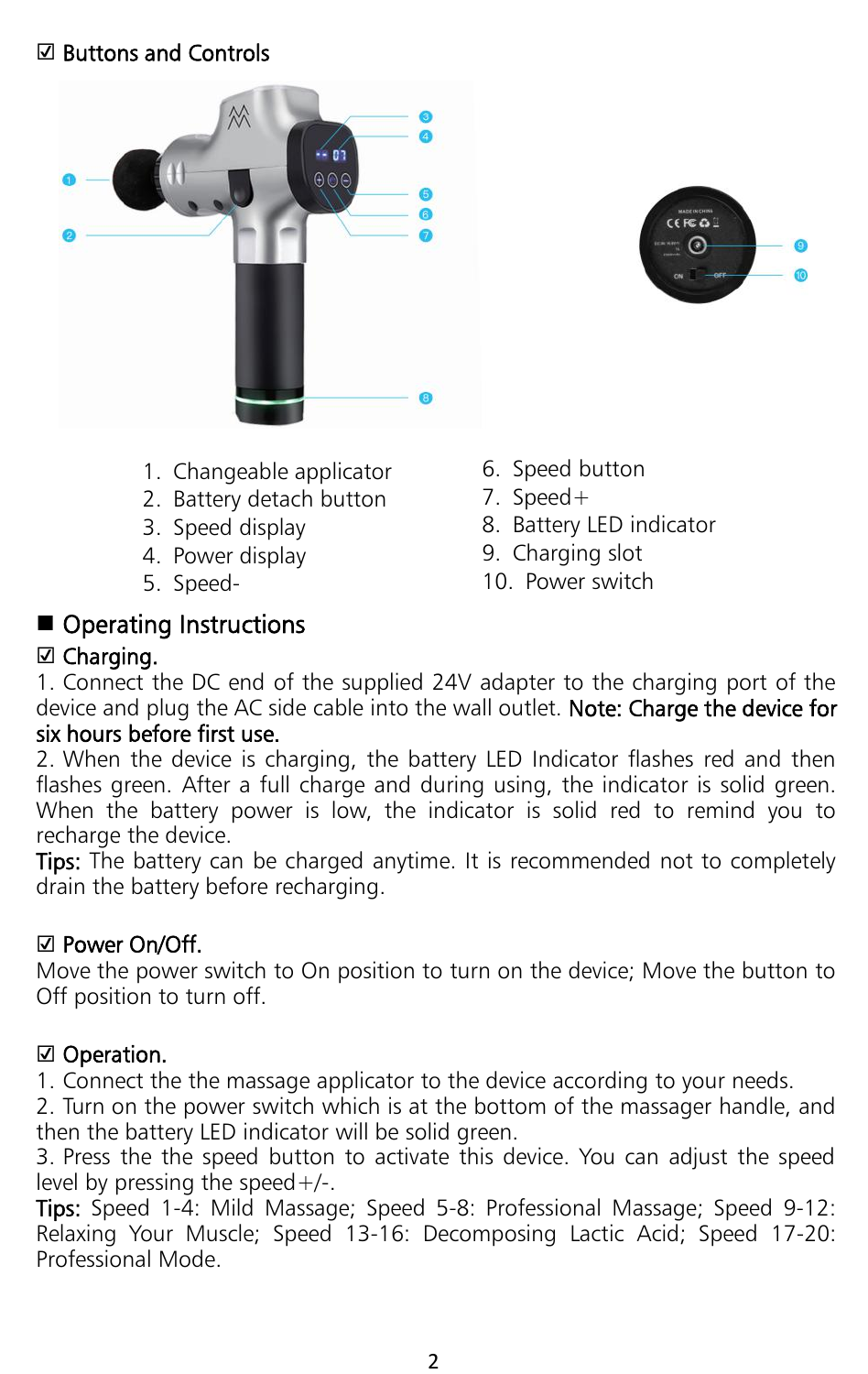## ☑ Buttons and Controls

1. Changeable applicator
2. Battery detach button
3. Speed display
4. Power display
5. Speed-
6. Speed button
7. Speed+
8. Battery LED indicator
9. Charging slot
10. Power switch

## ■ Operating Instructions

### ☑ Charging.

1. Connect the DC end of the supplied 24V adapter to the charging port of the device and plug the AC side cable into the wall outlet. Note: Charge the device for six hours before first use.
2. When the device is charging, the battery LED Indicator flashes red and then flashes green. After a full charge and during using, the indicator is solid green. When the battery power is low, the indicator is solid red to remind you to recharge the device.

Tips: The battery can be charged anytime. It is recommended not to completely drain the battery before recharging.

### ☑ Power On/Off.

Move the power switch to On position to turn on the device; Move the button to Off position to turn off.

### ☑ Operation.

1. Connect the the massage applicator to the device according to your needs.
2. Turn on the power switch which is at the bottom of the massager handle, and then the battery LED indicator will be solid green.
3. Press the the speed button to activate this device. You can adjust the speed level by pressing the speed+/-.

Tips: Speed 1-4: Mild Massage; Speed 5-8: Professional Massage; Speed 9-12: Relaxing Your Muscle; Speed 13-16: Decomposing Lactic Acid; Speed 17-20: Professional Mode.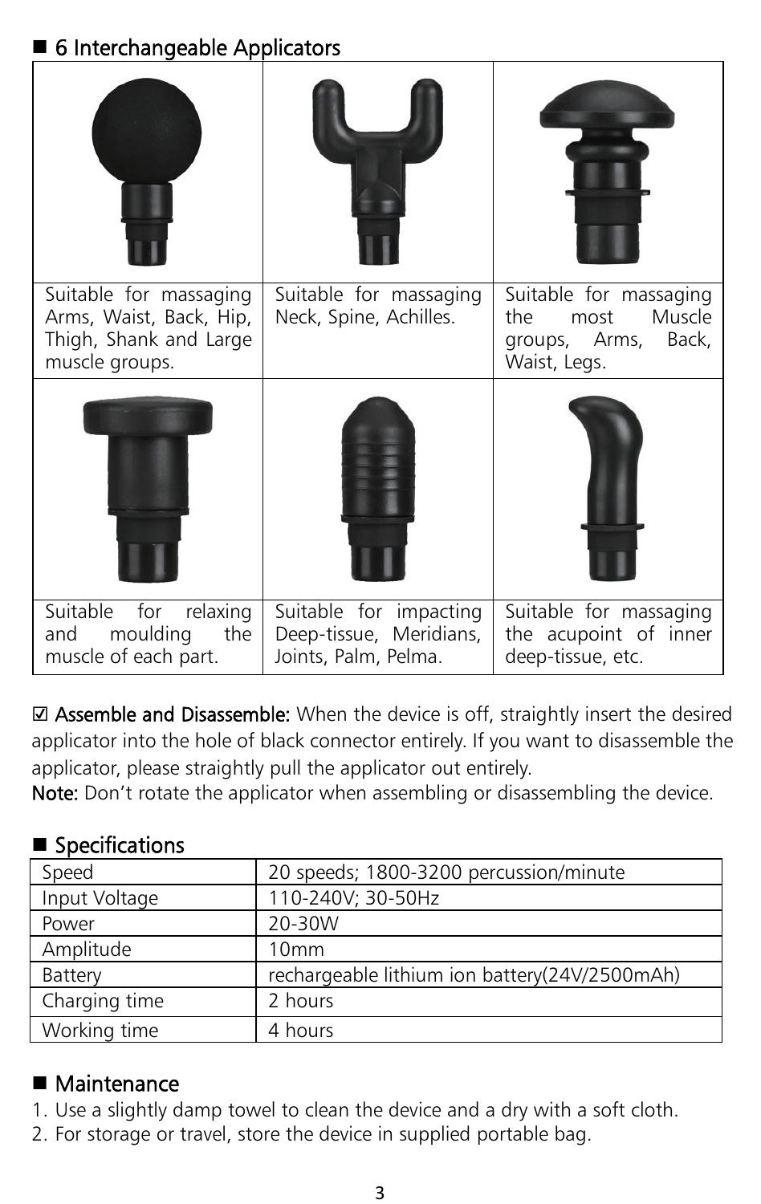## ■ 6 Interchangeable Applicators

| | | |
|---|---|---|
| Suitable for massaging Arms, Waist, Back, Hip, Thigh, Shank and Large muscle groups. | Suitable for massaging Neck, Spine, Achilles. | Suitable for massaging the most Muscle groups, Arms, Back, Waist, Legs. |
| Suitable for relaxing and moulding the muscle of each part. | Suitable for impacting Deep-tissue, Meridians, Joints, Palm, Pelma. | Suitable for massaging the acupoint of inner deep-tissue, etc. |

☑ **Assemble and Disassemble:** When the device is off, straightly insert the desired applicator into the hole of black connector entirely. If you want to disassemble the applicator, please straightly pull the applicator out entirely.

**Note:** Don't rotate the applicator when assembling or disassembling the device.

## ■ Specifications

| | |
|---|---|
| Speed | 20 speeds; 1800-3200 percussion/minute |
| Input Voltage | 110-240V; 30-50Hz |
| Power | 20-30W |
| Amplitude | 10mm |
| Battery | rechargeable lithium ion battery(24V/2500mAh) |
| Charging time | 2 hours |
| Working time | 4 hours |

## ■ Maintenance

1. Use a slightly damp towel to clean the device and a dry with a soft cloth.
2. For storage or travel, store the device in supplied portable bag.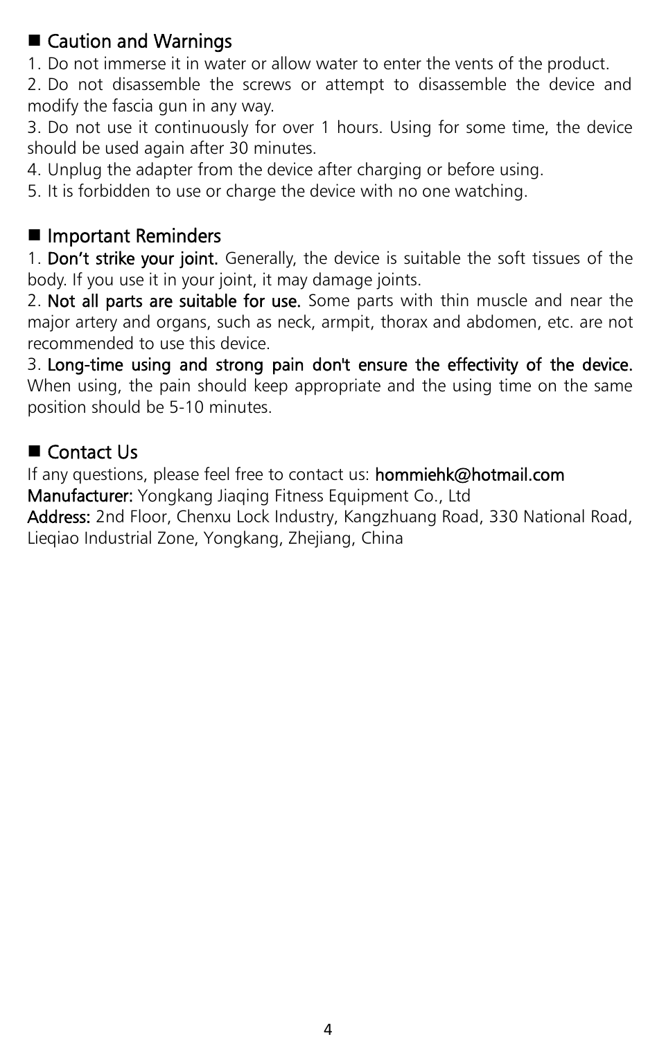## Caution and Warnings

1. Do not immerse it in water or allow water to enter the vents of the product.
2. Do not disassemble the screws or attempt to disassemble the device and modify the fascia gun in any way.
3. Do not use it continuously for over 1 hours. Using for some time, the device should be used again after 30 minutes.
4. Unplug the adapter from the device after charging or before using.
5. It is forbidden to use or charge the device with no one watching.

## Important Reminders

1. **Don't strike your joint.** Generally, the device is suitable the soft tissues of the body. If you use it in your joint, it may damage joints.
2. **Not all parts are suitable for use.** Some parts with thin muscle and near the major artery and organs, such as neck, armpit, thorax and abdomen, etc. are not recommended to use this device.
3. **Long-time using and strong pain don't ensure the effectivity of the device.** When using, the pain should keep appropriate and the using time on the same position should be 5-10 minutes.

## Contact Us

If any questions, please feel free to contact us: **hommiehk@hotmail.com**
**Manufacturer:** Yongkang Jiaqing Fitness Equipment Co., Ltd
**Address:** 2nd Floor, Chenxu Lock Industry, Kangzhuang Road, 330 National Road, Lieqiao Industrial Zone, Yongkang, Zhejiang, China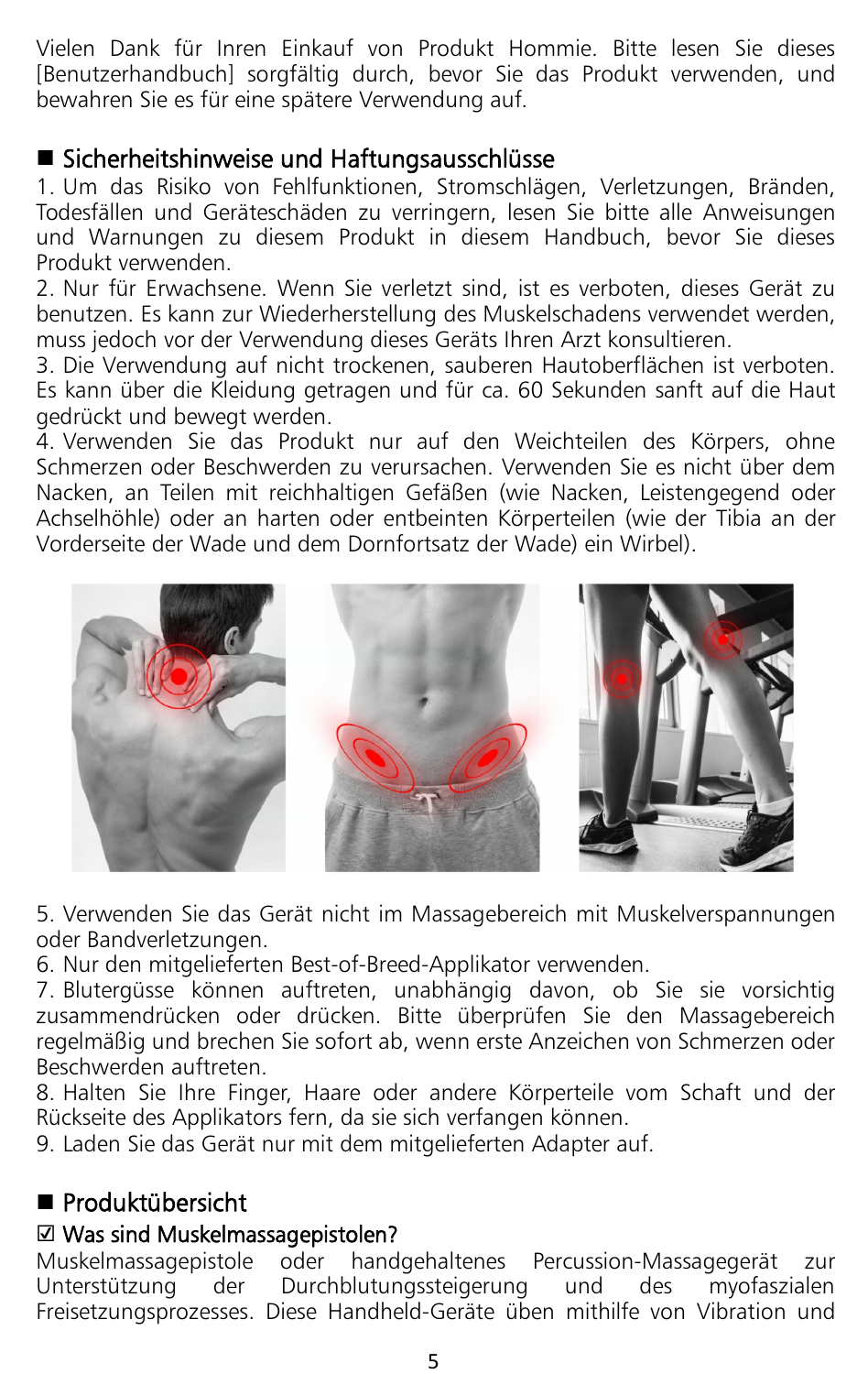Vielen Dank für Inren Einkauf von Produkt Hommie. Bitte lesen Sie dieses [Benutzerhandbuch] sorgfältig durch, bevor Sie das Produkt verwenden, und bewahren Sie es für eine spätere Verwendung auf.

## ■ Sicherheitshinweise und Haftungsausschlüsse

1. Um das Risiko von Fehlfunktionen, Stromschlägen, Verletzungen, Bränden, Todesfällen und Geräteschäden zu verringern, lesen Sie bitte alle Anweisungen und Warnungen zu diesem Produkt in diesem Handbuch, bevor Sie dieses Produkt verwenden.
2. Nur für Erwachsene. Wenn Sie verletzt sind, ist es verboten, dieses Gerät zu benutzen. Es kann zur Wiederherstellung des Muskelschadens verwendet werden, muss jedoch vor der Verwendung dieses Geräts Ihren Arzt konsultieren.
3. Die Verwendung auf nicht trockenen, sauberen Hautoberflächen ist verboten. Es kann über die Kleidung getragen und für ca. 60 Sekunden sanft auf die Haut gedrückt und bewegt werden.
4. Verwenden Sie das Produkt nur auf den Weichteilen des Körpers, ohne Schmerzen oder Beschwerden zu verursachen. Verwenden Sie es nicht über dem Nacken, an Teilen mit reichhaltigen Gefäßen (wie Nacken, Leistengegend oder Achselhöhle) oder an harten oder entbeinten Körperteilen (wie der Tibia an der Vorderseite der Wade und dem Dornfortsatz der Wade) ein Wirbel).
5. Verwenden Sie das Gerät nicht im Massagebereich mit Muskelverspannungen oder Bandverletzungen.
6. Nur den mitgelieferten Best-of-Breed-Applikator verwenden.
7. Blutergüsse können auftreten, unabhängig davon, ob Sie sie vorsichtig zusammendrücken oder drücken. Bitte überprüfen Sie den Massagebereich regelmäßig und brechen Sie sofort ab, wenn erste Anzeichen von Schmerzen oder Beschwerden auftreten.
8. Halten Sie Ihre Finger, Haare oder andere Körperteile vom Schaft und der Rückseite des Applikators fern, da sie sich verfangen können.
9. Laden Sie das Gerät nur mit dem mitgelieferten Adapter auf.

## ■ Produktübersicht

### ☑ Was sind Muskelmassagepistolen?

Muskelmassagepistole oder handgehaltenes Percussion-Massagegerät zur Unterstützung der Durchblutungssteigerung und des myofaszialen Freisetzungsprozesses. Diese Handheld-Geräte üben mithilfe von Vibration und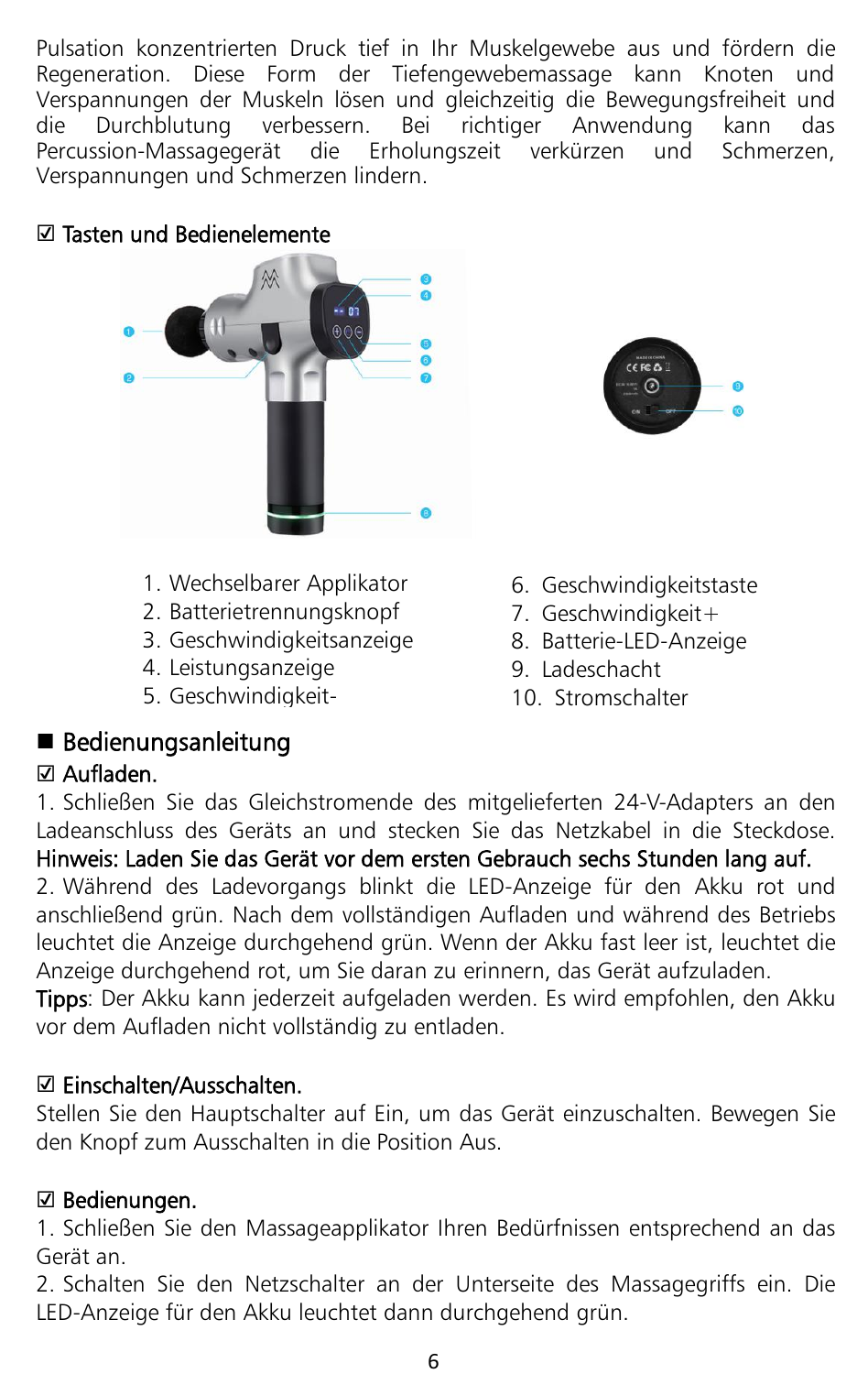Pulsation konzentrierten Druck tief in Ihr Muskelgewebe aus und fördern die Regeneration. Diese Form der Tiefengewebemassage kann Knoten und Verspannungen der Muskeln lösen und gleichzeitig die Bewegungsfreiheit und die Durchblutung verbessern. Bei richtiger Anwendung kann das Percussion-Massagegerät die Erholungszeit verkürzen und Schmerzen, Verspannungen und Schmerzen lindern.

## ☑ Tasten und Bedienelemente

1. Wechselbarer Applikator
2. Batterietrennungsknopf
3. Geschwindigkeitsanzeige
4. Leistungsanzeige
5. Geschwindigkeit-
6. Geschwindigkeitstaste
7. Geschwindigkeit+
8. Batterie-LED-Anzeige
9. Ladeschacht
10. Stromschalter

## ■ Bedienungsanleitung

### ☑ Aufladen.

1. Schließen Sie das Gleichstromende des mitgelieferten 24-V-Adapters an den Ladeanschluss des Geräts an und stecken Sie das Netzkabel in die Steckdose.

**Hinweis: Laden Sie das Gerät vor dem ersten Gebrauch sechs Stunden lang auf.**

2. Während des Ladevorgangs blinkt die LED-Anzeige für den Akku rot und anschließend grün. Nach dem vollständigen Aufladen und während des Betriebs leuchtet die Anzeige durchgehend grün. Wenn der Akku fast leer ist, leuchtet die Anzeige durchgehend rot, um Sie daran zu erinnern, das Gerät aufzuladen.

**Tipps**: Der Akku kann jederzeit aufgeladen werden. Es wird empfohlen, den Akku vor dem Aufladen nicht vollständig zu entladen.

### ☑ Einschalten/Ausschalten.

Stellen Sie den Hauptschalter auf Ein, um das Gerät einzuschalten. Bewegen Sie den Knopf zum Ausschalten in die Position Aus.

### ☑ Bedienungen.

1. Schließen Sie den Massageapplikator Ihren Bedürfnissen entsprechend an das Gerät an.
2. Schalten Sie den Netzschalter an der Unterseite des Massagegriffs ein. Die LED-Anzeige für den Akku leuchtet dann durchgehend grün.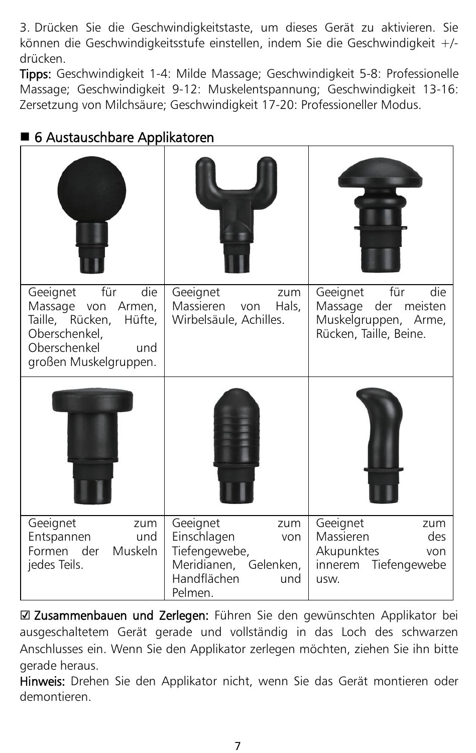3. Drücken Sie die Geschwindigkeitstaste, um dieses Gerät zu aktivieren. Sie können die Geschwindigkeitsstufe einstellen, indem Sie die Geschwindigkeit +/- drücken.

**Tipps:** Geschwindigkeit 1-4: Milde Massage; Geschwindigkeit 5-8: Professionelle Massage; Geschwindigkeit 9-12: Muskelentspannung; Geschwindigkeit 13-16: Zersetzung von Milchsäure; Geschwindigkeit 17-20: Professioneller Modus.

## ■ 6 Austauschbare Applikatoren

| | | |
|---|---|---|
| Geeignet für die Massage von Armen, Taille, Rücken, Hüfte, Oberschenkel, Oberschenkel und großen Muskelgruppen. | Geeignet zum Massieren von Hals, Wirbelsäule, Achilles. | Geeignet für die Massage der meisten Muskelgruppen, Arme, Rücken, Taille, Beine. |
| | | |
| Geeignet zum Entspannen und Formen der Muskeln jedes Teils. | Geeignet zum Einschlagen von Tiefengewebe, Meridianen, Gelenken, Handflächen und Pelmen. | Geeignet zum Massieren des Akupunktes von innerem Tiefengewebe usw. |

☑ **Zusammenbauen und Zerlegen:** Führen Sie den gewünschten Applikator bei ausgeschaltetem Gerät gerade und vollständig in das Loch des schwarzen Anschlusses ein. Wenn Sie den Applikator zerlegen möchten, ziehen Sie ihn bitte gerade heraus.

**Hinweis:** Drehen Sie den Applikator nicht, wenn Sie das Gerät montieren oder demontieren.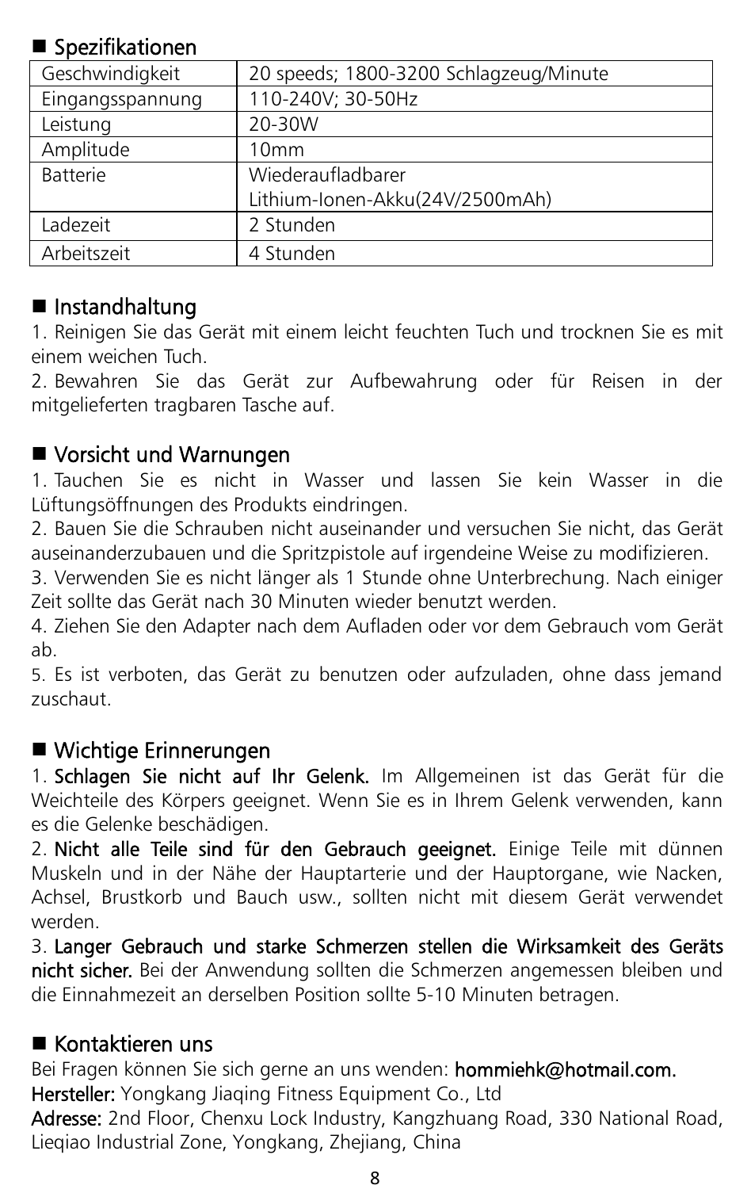## ■ Spezifikationen

| Geschwindigkeit | 20 speeds; 1800-3200 Schlagzeug/Minute |
|---|---|
| Eingangsspannung | 110-240V; 30-50Hz |
| Leistung | 20-30W |
| Amplitude | 10mm |
| Batterie | Wiederaufladbarer Lithium-Ionen-Akku(24V/2500mAh) |
| Ladezeit | 2 Stunden |
| Arbeitszeit | 4 Stunden |

## ■ Instandhaltung

1. Reinigen Sie das Gerät mit einem leicht feuchten Tuch und trocknen Sie es mit einem weichen Tuch.
2. Bewahren Sie das Gerät zur Aufbewahrung oder für Reisen in der mitgelieferten tragbaren Tasche auf.

## ■ Vorsicht und Warnungen

1. Tauchen Sie es nicht in Wasser und lassen Sie kein Wasser in die Lüftungsöffnungen des Produkts eindringen.
2. Bauen Sie die Schrauben nicht auseinander und versuchen Sie nicht, das Gerät auseinanderzubauen und die Spritzpistole auf irgendeine Weise zu modifizieren.
3. Verwenden Sie es nicht länger als 1 Stunde ohne Unterbrechung. Nach einiger Zeit sollte das Gerät nach 30 Minuten wieder benutzt werden.
4. Ziehen Sie den Adapter nach dem Aufladen oder vor dem Gebrauch vom Gerät ab.
5. Es ist verboten, das Gerät zu benutzen oder aufzuladen, ohne dass jemand zuschaut.

## ■ Wichtige Erinnerungen

1. **Schlagen Sie nicht auf Ihr Gelenk.** Im Allgemeinen ist das Gerät für die Weichteile des Körpers geeignet. Wenn Sie es in Ihrem Gelenk verwenden, kann es die Gelenke beschädigen.
2. **Nicht alle Teile sind für den Gebrauch geeignet.** Einige Teile mit dünnen Muskeln und in der Nähe der Hauptarterie und der Hauptorgane, wie Nacken, Achsel, Brustkorb und Bauch usw., sollten nicht mit diesem Gerät verwendet werden.
3. **Langer Gebrauch und starke Schmerzen stellen die Wirksamkeit des Geräts nicht sicher.** Bei der Anwendung sollten die Schmerzen angemessen bleiben und die Einnahmezeit an derselben Position sollte 5-10 Minuten betragen.

## ■ Kontaktieren uns

Bei Fragen können Sie sich gerne an uns wenden: **hommiehk@hotmail.com.**

**Hersteller:** Yongkang Jiaqing Fitness Equipment Co., Ltd

**Adresse:** 2nd Floor, Chenxu Lock Industry, Kangzhuang Road, 330 National Road, Lieqiao Industrial Zone, Yongkang, Zhejiang, China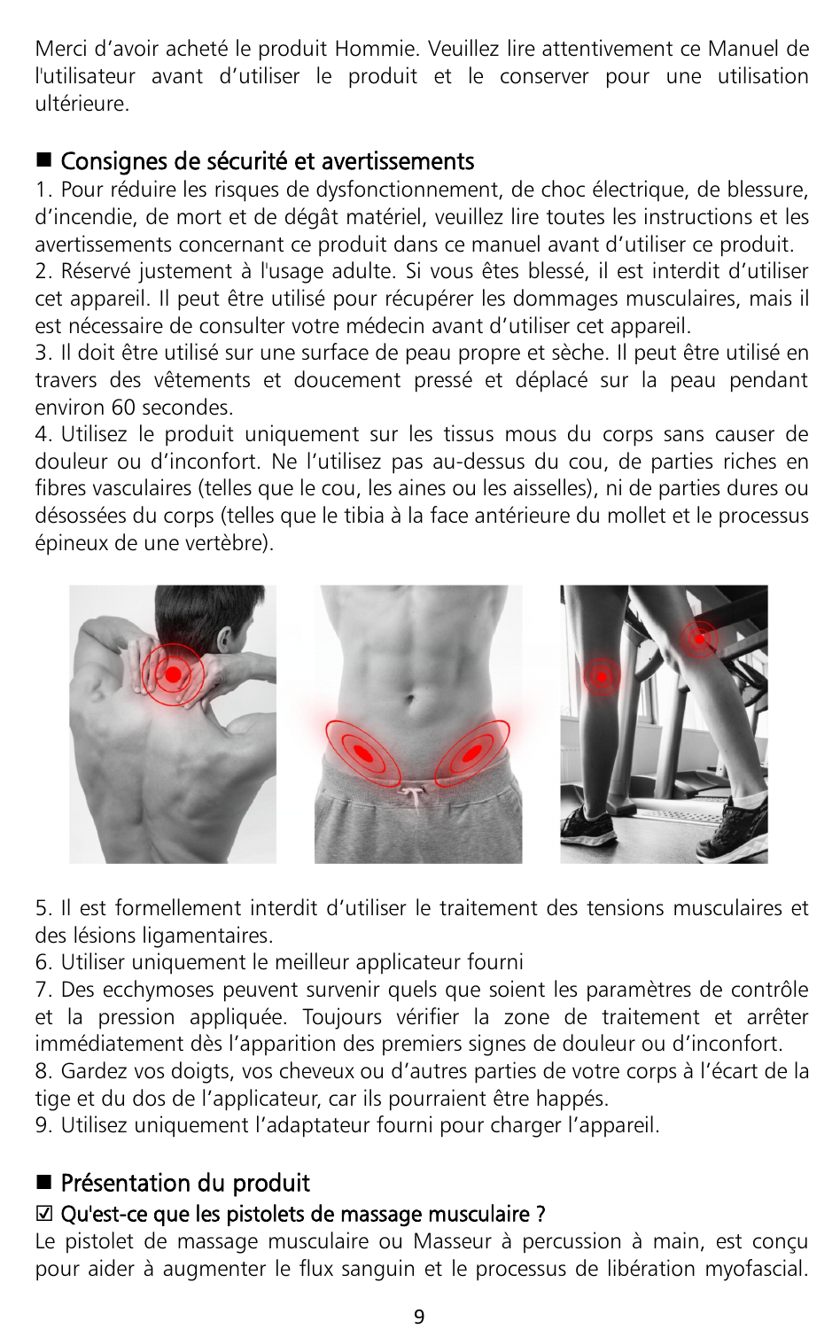Merci d'avoir acheté le produit Hommie. Veuillez lire attentivement ce Manuel de l'utilisateur avant d'utiliser le produit et le conserver pour une utilisation ultérieure.

## ■ Consignes de sécurité et avertissements

1. Pour réduire les risques de dysfonctionnement, de choc électrique, de blessure, d'incendie, de mort et de dégât matériel, veuillez lire toutes les instructions et les avertissements concernant ce produit dans ce manuel avant d'utiliser ce produit.
2. Réservé justement à l'usage adulte. Si vous êtes blessé, il est interdit d'utiliser cet appareil. Il peut être utilisé pour récupérer les dommages musculaires, mais il est nécessaire de consulter votre médecin avant d'utiliser cet appareil.
3. Il doit être utilisé sur une surface de peau propre et sèche. Il peut être utilisé en travers des vêtements et doucement pressé et déplacé sur la peau pendant environ 60 secondes.
4. Utilisez le produit uniquement sur les tissus mous du corps sans causer de douleur ou d'inconfort. Ne l'utilisez pas au-dessus du cou, de parties riches en fibres vasculaires (telles que le cou, les aines ou les aisselles), ni de parties dures ou désossées du corps (telles que le tibia à la face antérieure du mollet et le processus épineux de une vertèbre).
5. Il est formellement interdit d'utiliser le traitement des tensions musculaires et des lésions ligamentaires.
6. Utiliser uniquement le meilleur applicateur fourni
7. Des ecchymoses peuvent survenir quels que soient les paramètres de contrôle et la pression appliquée. Toujours vérifier la zone de traitement et arrêter immédiatement dès l'apparition des premiers signes de douleur ou d'inconfort.
8. Gardez vos doigts, vos cheveux ou d'autres parties de votre corps à l'écart de la tige et du dos de l'applicateur, car ils pourraient être happés.
9. Utilisez uniquement l'adaptateur fourni pour charger l'appareil.

## ■ Présentation du produit

### ☑ Qu'est-ce que les pistolets de massage musculaire ?

Le pistolet de massage musculaire ou Masseur à percussion à main, est conçu pour aider à augmenter le flux sanguin et le processus de libération myofascial.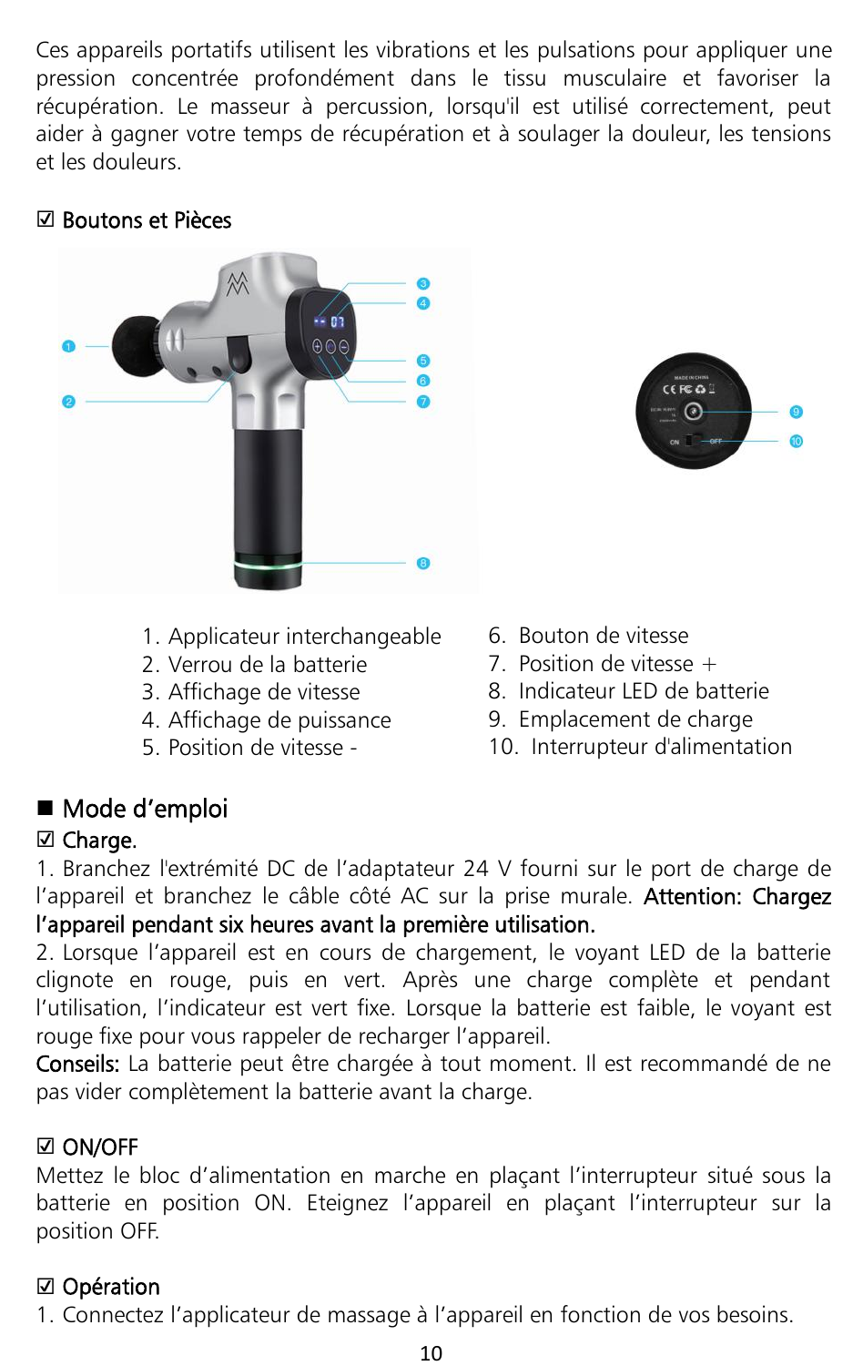Ces appareils portatifs utilisent les vibrations et les pulsations pour appliquer une pression concentrée profondément dans le tissu musculaire et favoriser la récupération. Le masseur à percussion, lorsqu'il est utilisé correctement, peut aider à gagner votre temps de récupération et à soulager la douleur, les tensions et les douleurs.

☑ Boutons et Pièces

1. Applicateur interchangeable
2. Verrou de la batterie
3. Affichage de vitesse
4. Affichage de puissance
5. Position de vitesse -
6. Bouton de vitesse
7. Position de vitesse +
8. Indicateur LED de batterie
9. Emplacement de charge
10. Interrupteur d'alimentation

## ■ Mode d'emploi

☑ Charge.

1. Branchez l'extrémité DC de l'adaptateur 24 V fourni sur le port de charge de l'appareil et branchez le câble côté AC sur la prise murale. **Attention: Chargez l'appareil pendant six heures avant la première utilisation.**

2. Lorsque l'appareil est en cours de chargement, le voyant LED de la batterie clignote en rouge, puis en vert. Après une charge complète et pendant l'utilisation, l'indicateur est vert fixe. Lorsque la batterie est faible, le voyant est rouge fixe pour vous rappeler de recharger l'appareil.

**Conseils:** La batterie peut être chargée à tout moment. Il est recommandé de ne pas vider complètement la batterie avant la charge.

☑ ON/OFF

Mettez le bloc d'alimentation en marche en plaçant l'interrupteur situé sous la batterie en position ON. Eteignez l'appareil en plaçant l'interrupteur sur la position OFF.

☑ Opération

1. Connectez l'applicateur de massage à l'appareil en fonction de vos besoins.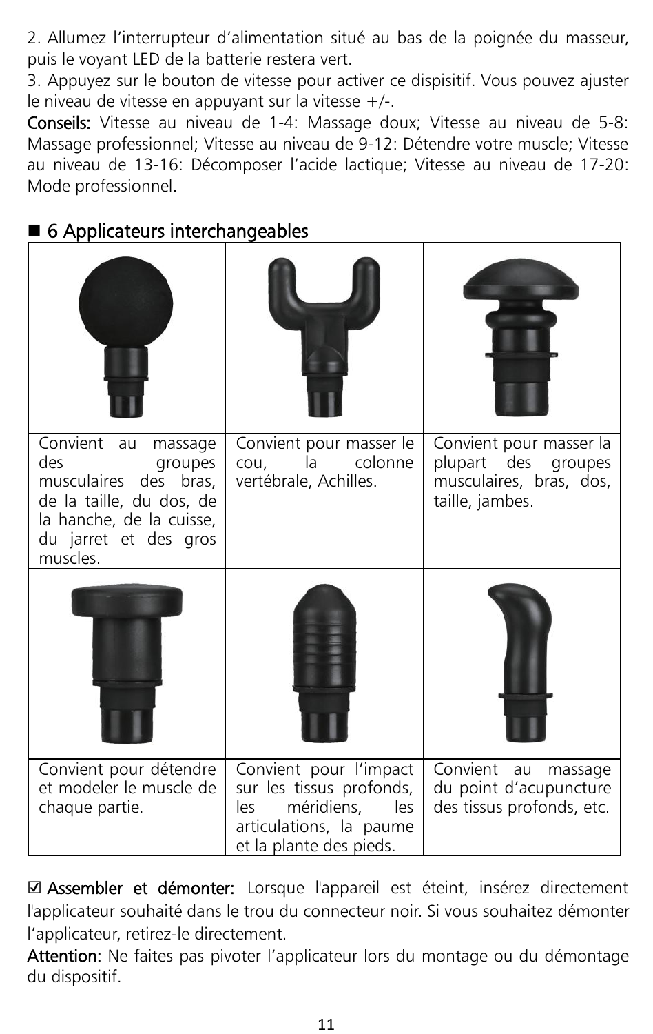2. Allumez l'interrupteur d'alimentation situé au bas de la poignée du masseur, puis le voyant LED de la batterie restera vert.

3. Appuyez sur le bouton de vitesse pour activer ce dispositif. Vous pouvez ajuster le niveau de vitesse en appuyant sur la vitesse +/-.

**Conseils:** Vitesse au niveau de 1-4: Massage doux; Vitesse au niveau de 5-8: Massage professionnel; Vitesse au niveau de 9-12: Détendre votre muscle; Vitesse au niveau de 13-16: Décomposer l'acide lactique; Vitesse au niveau de 17-20: Mode professionnel.

## ■ 6 Applicateurs interchangeables

| | | |
|---|---|---|
| Convient au massage des groupes musculaires des bras, de la taille, du dos, de la hanche, de la cuisse, du jarret et des gros muscles. | Convient pour masser le cou, la colonne vertébrale, Achilles. | Convient pour masser la plupart des groupes musculaires, bras, dos, taille, jambes. |
| | | |
| Convient pour détendre et modeler le muscle de chaque partie. | Convient pour l'impact sur les tissus profonds, les méridiens, les articulations, la paume et la plante des pieds. | Convient au massage du point d'acupuncture des tissus profonds, etc. |

☑ **Assembler et démonter:** Lorsque l'appareil est éteint, insérez directement l'applicateur souhaité dans le trou du connecteur noir. Si vous souhaitez démonter l'applicateur, retirez-le directement.

**Attention:** Ne faites pas pivoter l'applicateur lors du montage ou du démontage du dispositif.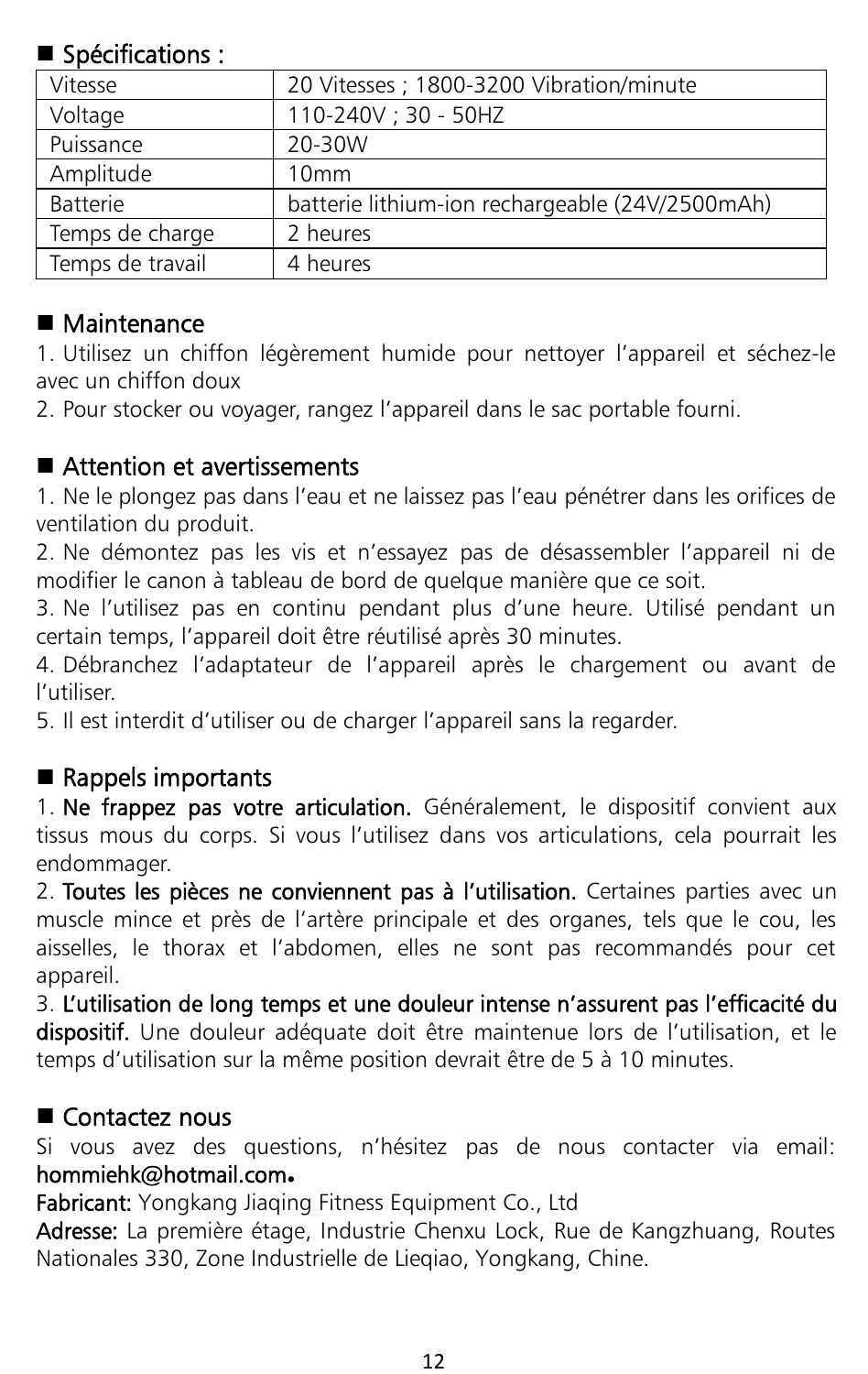## ■ Spécifications :

| | |
|---|---|
| Vitesse | 20 Vitesses ; 1800-3200 Vibration/minute |
| Voltage | 110-240V ; 30 - 50HZ |
| Puissance | 20-30W |
| Amplitude | 10mm |
| Batterie | batterie lithium-ion rechargeable (24V/2500mAh) |
| Temps de charge | 2 heures |
| Temps de travail | 4 heures |

## ■ Maintenance

1. Utilisez un chiffon légèrement humide pour nettoyer l'appareil et séchez-le avec un chiffon doux
2. Pour stocker ou voyager, rangez l'appareil dans le sac portable fourni.

## ■ Attention et avertissements

1. Ne le plongez pas dans l'eau et ne laissez pas l'eau pénétrer dans les orifices de ventilation du produit.
2. Ne démontez pas les vis et n'essayez pas de désassembler l'appareil ni de modifier le canon à tableau de bord de quelque manière que ce soit.
3. Ne l'utilisez pas en continu pendant plus d'une heure. Utilisé pendant un certain temps, l'appareil doit être réutilisé après 30 minutes.
4. Débranchez l'adaptateur de l'appareil après le chargement ou avant de l'utiliser.
5. Il est interdit d'utiliser ou de charger l'appareil sans la regarder.

## ■ Rappels importants

1. **Ne frappez pas votre articulation.** Généralement, le dispositif convient aux tissus mous du corps. Si vous l'utilisez dans vos articulations, cela pourrait les endommager.
2. **Toutes les pièces ne conviennent pas à l'utilisation.** Certaines parties avec un muscle mince et près de l'artère principale et des organes, tels que le cou, les aisselles, le thorax et l'abdomen, elles ne sont pas recommandés pour cet appareil.
3. **L'utilisation de long temps et une douleur intense n'assurent pas l'efficacité du dispositif.** Une douleur adéquate doit être maintenue lors de l'utilisation, et le temps d'utilisation sur la même position devrait être de 5 à 10 minutes.

## ■ Contactez nous

Si vous avez des questions, n'hésitez pas de nous contacter via email: **hommiehk@hotmail.com.**

**Fabricant:** Yongkang Jiaqing Fitness Equipment Co., Ltd

**Adresse:** La première étage, Industrie Chenxu Lock, Rue de Kangzhuang, Routes Nationales 330, Zone Industrielle de Lieqiao, Yongkang, Chine.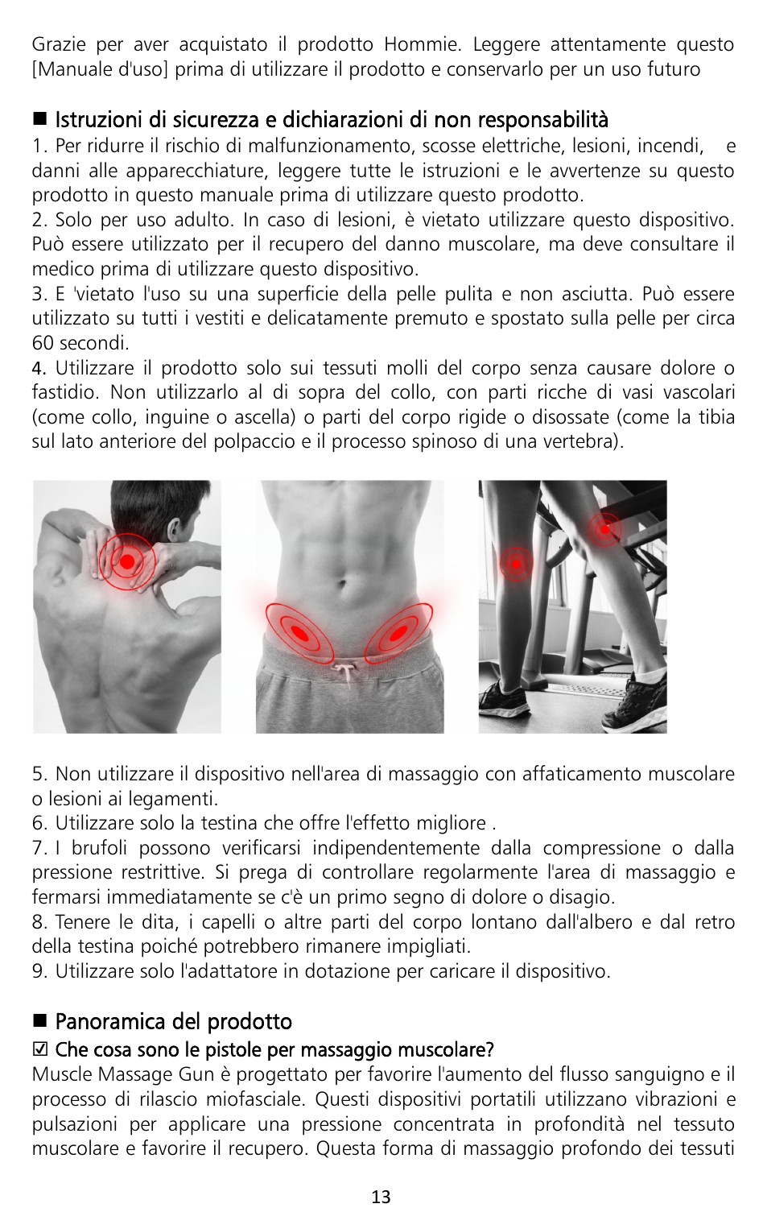Grazie per aver acquistato il prodotto Hommie. Leggere attentamente questo [Manuale d'uso] prima di utilizzare il prodotto e conservarlo per un uso futuro

## ■ Istruzioni di sicurezza e dichiarazioni di non responsabilità

1. Per ridurre il rischio di malfunzionamento, scosse elettriche, lesioni, incendi, e danni alle apparecchiature, leggere tutte le istruzioni e le avvertenze su questo prodotto in questo manuale prima di utilizzare questo prodotto.
2. Solo per uso adulto. In caso di lesioni, è vietato utilizzare questo dispositivo. Può essere utilizzato per il recupero del danno muscolare, ma deve consultare il medico prima di utilizzare questo dispositivo.
3. E 'vietato l'uso su una superficie della pelle pulita e non asciutta. Può essere utilizzato su tutti i vestiti e delicatamente premuto e spostato sulla pelle per circa 60 secondi.
4. Utilizzare il prodotto solo sui tessuti molli del corpo senza causare dolore o fastidio. Non utilizzarlo al di sopra del collo, con parti ricche di vasi vascolari (come collo, inguine o ascella) o parti del corpo rigide o disossate (come la tibia sul lato anteriore del polpaccio e il processo spinoso di una vertebra).
5. Non utilizzare il dispositivo nell'area di massaggio con affaticamento muscolare o lesioni ai legamenti.
6. Utilizzare solo la testina che offre l'effetto migliore .
7. I brufoli possono verificarsi indipendentemente dalla compressione o dalla pressione restrittive. Si prega di controllare regolarmente l'area di massaggio e fermarsi immediatamente se c'è un primo segno di dolore o disagio.
8. Tenere le dita, i capelli o altre parti del corpo lontano dall'albero e dal retro della testina poiché potrebbero rimanere impigliati.
9. Utilizzare solo l'adattatore in dotazione per caricare il dispositivo.

## ■ Panoramica del prodotto

### ☑ Che cosa sono le pistole per massaggio muscolare?

Muscle Massage Gun è progettato per favorire l'aumento del flusso sanguigno e il processo di rilascio miofasciale. Questi dispositivi portatili utilizzano vibrazioni e pulsazioni per applicare una pressione concentrata in profondità nel tessuto muscolare e favorire il recupero. Questa forma di massaggio profondo dei tessuti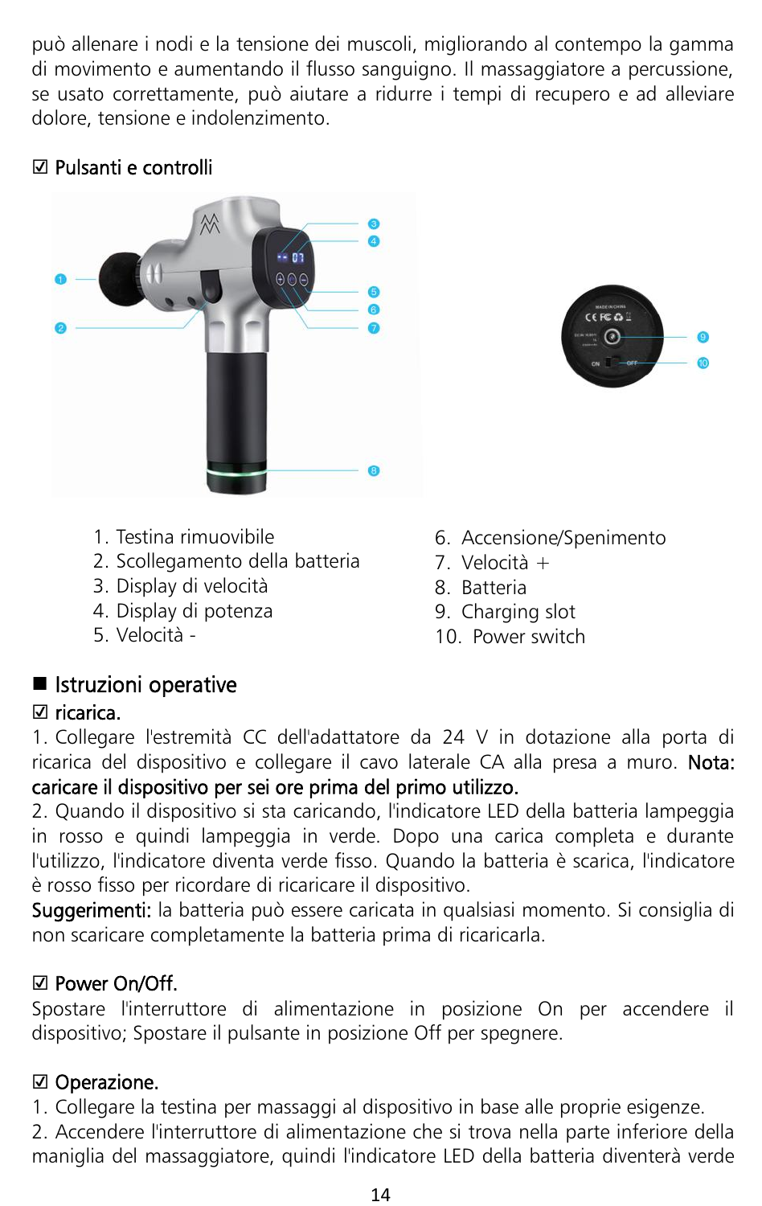può allenare i nodi e la tensione dei muscoli, migliorando al contempo la gamma di movimento e aumentando il flusso sanguigno. Il massaggiatore a percussione, se usato correttamente, può aiutare a ridurre i tempi di recupero e ad alleviare dolore, tensione e indolenzimento.

☑ Pulsanti e controlli

1. Testina rimuovibile
2. Scollegamento della batteria
3. Display di velocità
4. Display di potenza
5. Velocità -
6. Accensione/Spenimento
7. Velocità +
8. Batteria
9. Charging slot
10. Power switch

## ■ Istruzioni operative

☑ ricarica.

1. Collegare l'estremità CC dell'adattatore da 24 V in dotazione alla porta di ricarica del dispositivo e collegare il cavo laterale CA alla presa a muro. Nota: caricare il dispositivo per sei ore prima del primo utilizzo.
2. Quando il dispositivo si sta caricando, l'indicatore LED della batteria lampeggia in rosso e quindi lampeggia in verde. Dopo una carica completa e durante l'utilizzo, l'indicatore diventa verde fisso. Quando la batteria è scarica, l'indicatore è rosso fisso per ricordare di ricaricare il dispositivo.

Suggerimenti: la batteria può essere caricata in qualsiasi momento. Si consiglia di non scaricare completamente la batteria prima di ricaricarla.

☑ Power On/Off.

Spostare l'interruttore di alimentazione in posizione On per accendere il dispositivo; Spostare il pulsante in posizione Off per spegnere.

☑ Operazione.

1. Collegare la testina per massaggi al dispositivo in base alle proprie esigenze.
2. Accendere l'interruttore di alimentazione che si trova nella parte inferiore della maniglia del massaggiatore, quindi l'indicatore LED della batteria diventerà verde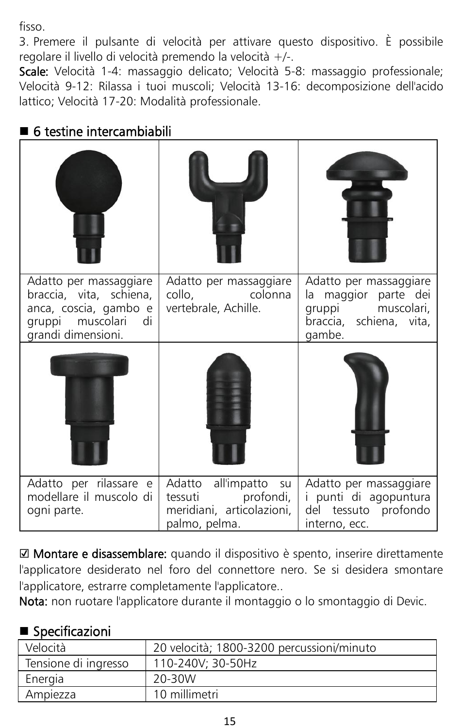fisso.

3. Premere il pulsante di velocità per attivare questo dispositivo. È possibile regolare il livello di velocità premendo la velocità +/-.

**Scale:** Velocità 1-4: massaggio delicato; Velocità 5-8: massaggio professionale; Velocità 9-12: Rilassa i tuoi muscoli; Velocità 13-16: decomposizione dell'acido lattico; Velocità 17-20: Modalità professionale.

## ■ 6 testine intercambiabili

| | | |
|---|---|---|
| Adatto per massaggiare braccia, vita, schiena, anca, coscia, gambo e gruppi muscolari di grandi dimensioni. | Adatto per massaggiare collo, colonna vertebrale, Achille. | Adatto per massaggiare la maggior parte dei gruppi muscolari, braccia, schiena, vita, gambe. |
| | | |
| Adatto per rilassare e modellare il muscolo di ogni parte. | Adatto all'impatto su tessuti profondi, meridiani, articolazioni, palmo, pelma. | Adatto per massaggiare i punti di agopuntura del tessuto profondo interno, ecc. |

☑ **Montare e disassemblare:** quando il dispositivo è spento, inserire direttamente l'applicatore desiderato nel foro del connettore nero. Se si desidera smontare l'applicatore, estrarre completamente l'applicatore..

**Nota:** non ruotare l'applicatore durante il montaggio o lo smontaggio di Devic.

## ■ Specificazioni

| | |
|---|---|
| Velocità | 20 velocità; 1800-3200 percussioni/minuto |
| Tensione di ingresso | 110-240V; 30-50Hz |
| Energia | 20-30W |
| Ampiezza | 10 millimetri |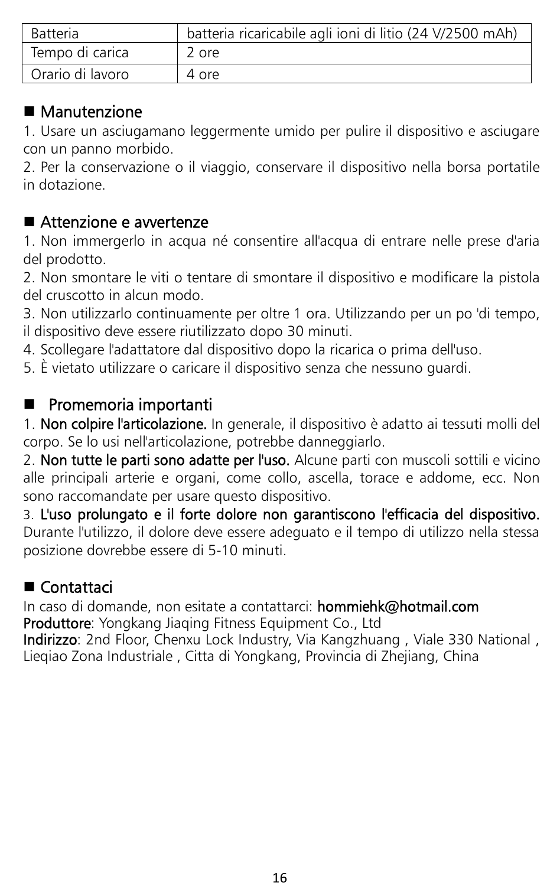| Batteria | batteria ricaricabile agli ioni di litio (24 V/2500 mAh) |
|---|---|
| Tempo di carica | 2 ore |
| Orario di lavoro | 4 ore |

## ■ Manutenzione

1. Usare un asciugamano leggermente umido per pulire il dispositivo e asciugare con un panno morbido.
2. Per la conservazione o il viaggio, conservare il dispositivo nella borsa portatile in dotazione.

## ■ Attenzione e avvertenze

1. Non immergerlo in acqua né consentire all'acqua di entrare nelle prese d'aria del prodotto.
2. Non smontare le viti o tentare di smontare il dispositivo e modificare la pistola del cruscotto in alcun modo.
3. Non utilizzarlo continuamente per oltre 1 ora. Utilizzando per un po 'di tempo, il dispositivo deve essere riutilizzato dopo 30 minuti.
4. Scollegare l'adattatore dal dispositivo dopo la ricarica o prima dell'uso.
5. È vietato utilizzare o caricare il dispositivo senza che nessuno guardi.

## ■ Promemoria importanti

1. **Non colpire l'articolazione.** In generale, il dispositivo è adatto ai tessuti molli del corpo. Se lo usi nell'articolazione, potrebbe danneggiarlo.
2. **Non tutte le parti sono adatte per l'uso.** Alcune parti con muscoli sottili e vicino alle principali arterie e organi, come collo, ascella, torace e addome, ecc. Non sono raccomandate per usare questo dispositivo.
3. **L'uso prolungato e il forte dolore non garantiscono l'efficacia del dispositivo.** Durante l'utilizzo, il dolore deve essere adeguato e il tempo di utilizzo nella stessa posizione dovrebbe essere di 5-10 minuti.

## ■ Contattaci

In caso di domande, non esitate a contattarci: **hommiehk@hotmail.com**
**Produttore**: Yongkang Jiaqing Fitness Equipment Co., Ltd
**Indirizzo**: 2nd Floor, Chenxu Lock Industry, Via Kangzhuang , Viale 330 National , Lieqiao Zona Industriale , Citta di Yongkang, Provincia di Zhejiang, China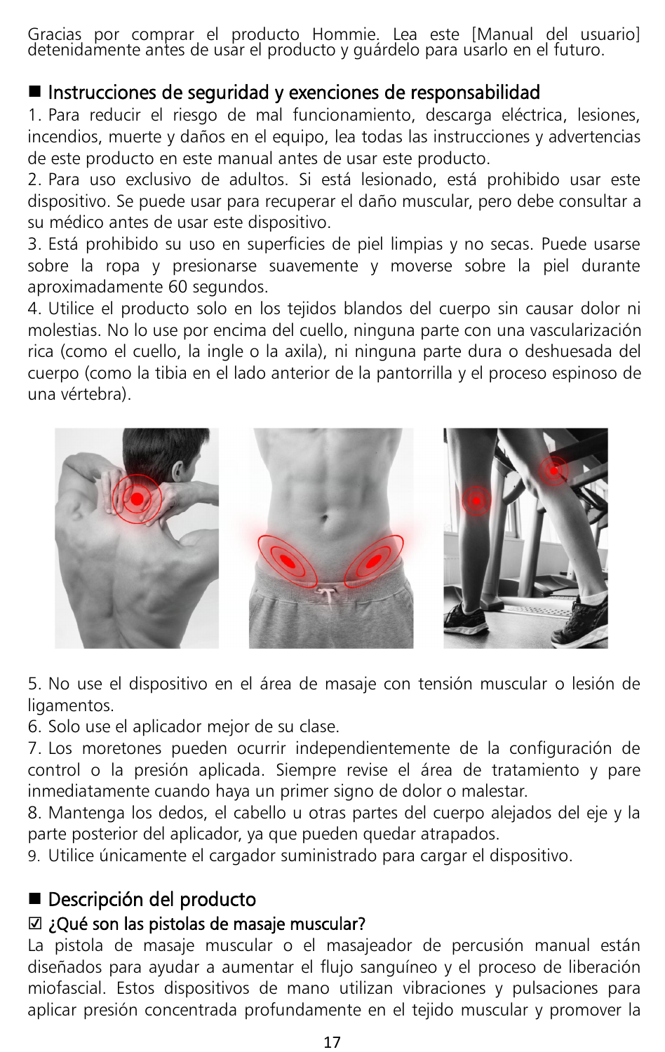Gracias por comprar el producto Hommie. Lea este [Manual del usuario] detenidamente antes de usar el producto y guárdelo para usarlo en el futuro.

## ■ Instrucciones de seguridad y exenciones de responsabilidad

1. Para reducir el riesgo de mal funcionamiento, descarga eléctrica, lesiones, incendios, muerte y daños en el equipo, lea todas las instrucciones y advertencias de este producto en este manual antes de usar este producto.
2. Para uso exclusivo de adultos. Si está lesionado, está prohibido usar este dispositivo. Se puede usar para recuperar el daño muscular, pero debe consultar a su médico antes de usar este dispositivo.
3. Está prohibido su uso en superficies de piel limpias y no secas. Puede usarse sobre la ropa y presionarse suavemente y moverse sobre la piel durante aproximadamente 60 segundos.
4. Utilice el producto solo en los tejidos blandos del cuerpo sin causar dolor ni molestias. No lo use por encima del cuello, ninguna parte con una vascularización rica (como el cuello, la ingle o la axila), ni ninguna parte dura o deshuesada del cuerpo (como la tibia en el lado anterior de la pantorrilla y el proceso espinoso de una vértebra).
5. No use el dispositivo en el área de masaje con tensión muscular o lesión de ligamentos.
6. Solo use el aplicador mejor de su clase.
7. Los moretones pueden ocurrir independientemente de la configuración de control o la presión aplicada. Siempre revise el área de tratamiento y pare inmediatamente cuando haya un primer signo de dolor o malestar.
8. Mantenga los dedos, el cabello u otras partes del cuerpo alejados del eje y la parte posterior del aplicador, ya que pueden quedar atrapados.
9. Utilice únicamente el cargador suministrado para cargar el dispositivo.

## ■ Descripción del producto

### ☑ ¿Qué son las pistolas de masaje muscular?

La pistola de masaje muscular o el masajeador de percusión manual están diseñados para ayudar a aumentar el flujo sanguíneo y el proceso de liberación miofascial. Estos dispositivos de mano utilizan vibraciones y pulsaciones para aplicar presión concentrada profundamente en el tejido muscular y promover la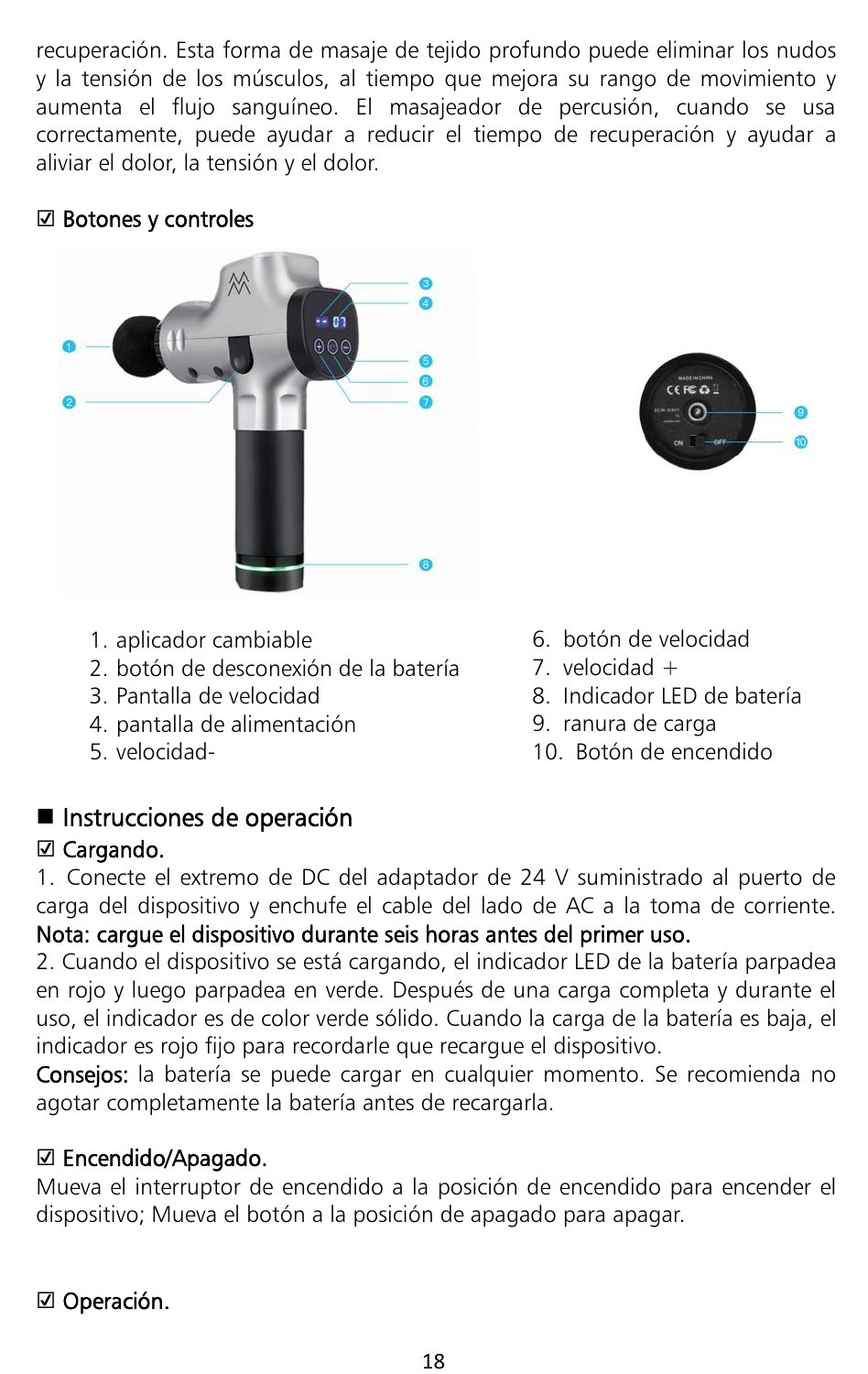recuperación. Esta forma de masaje de tejido profundo puede eliminar los nudos y la tensión de los músculos, al tiempo que mejora su rango de movimiento y aumenta el flujo sanguíneo. El masajeador de percusión, cuando se usa correctamente, puede ayudar a reducir el tiempo de recuperación y ayudar a aliviar el dolor, la tensión y el dolor.

☑ Botones y controles

1. aplicador cambiable
2. botón de desconexión de la batería
3. Pantalla de velocidad
4. pantalla de alimentación
5. velocidad-
6. botón de velocidad
7. velocidad +
8. Indicador LED de batería
9. ranura de carga
10. Botón de encendido

## ■ Instrucciones de operación

☑ Cargando.

1. Conecte el extremo de DC del adaptador de 24 V suministrado al puerto de carga del dispositivo y enchufe el cable del lado de AC a la toma de corriente. **Nota: cargue el dispositivo durante seis horas antes del primer uso.**
2. Cuando el dispositivo se está cargando, el indicador LED de la batería parpadea en rojo y luego parpadea en verde. Después de una carga completa y durante el uso, el indicador es de color verde sólido. Cuando la carga de la batería es baja, el indicador es rojo fijo para recordarle que recargue el dispositivo.

**Consejos:** la batería se puede cargar en cualquier momento. Se recomienda no agotar completamente la batería antes de recargarla.

☑ Encendido/Apagado.

Mueva el interruptor de encendido a la posición de encendido para encender el dispositivo; Mueva el botón a la posición de apagado para apagar.

☑ Operación.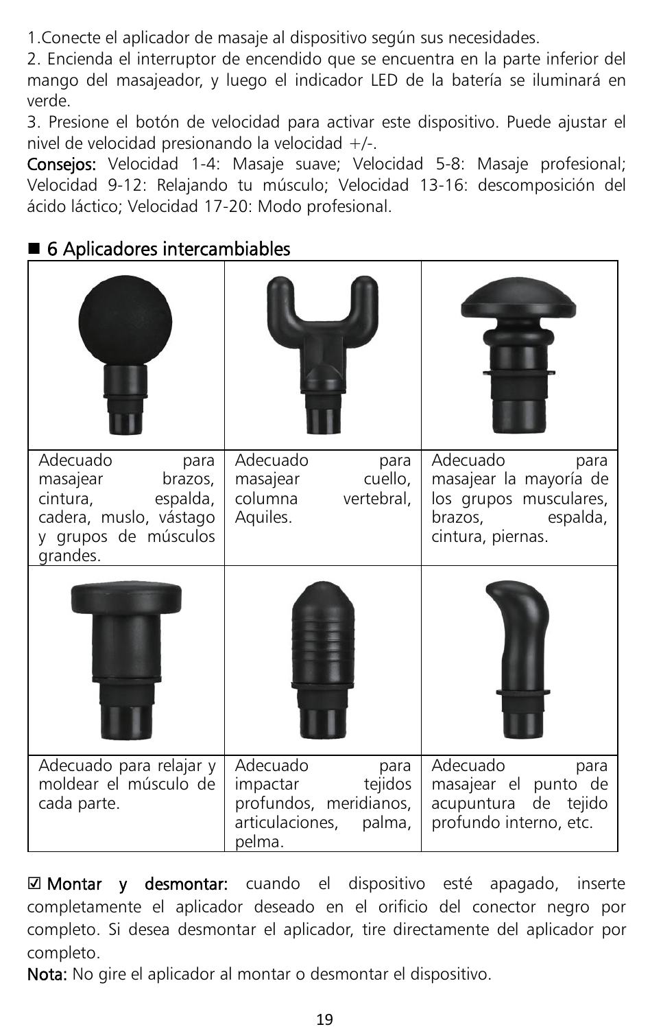1.Conecte el aplicador de masaje al dispositivo según sus necesidades.
2. Encienda el interruptor de encendido que se encuentra en la parte inferior del mango del masajeador, y luego el indicador LED de la batería se iluminará en verde.
3. Presione el botón de velocidad para activar este dispositivo. Puede ajustar el nivel de velocidad presionando la velocidad +/-.

**Consejos:** Velocidad 1-4: Masaje suave; Velocidad 5-8: Masaje profesional; Velocidad 9-12: Relajando tu músculo; Velocidad 13-16: descomposición del ácido láctico; Velocidad 17-20: Modo profesional.

## ■ 6 Aplicadores intercambiables

| | | |
|---|---|---|
| Adecuado para masajear brazos, cintura, espalda, cadera, muslo, vástago y grupos de músculos grandes. | Adecuado para masajear cuello, columna vertebral, Aquiles. | Adecuado para masajear la mayoría de los grupos musculares, brazos, espalda, cintura, piernas. |
| | | |
| Adecuado para relajar y moldear el músculo de cada parte. | Adecuado para impactar tejidos profundos, meridianos, articulaciones, palma, pelma. | Adecuado para masajear el punto de acupuntura de tejido profundo interno, etc. |

☑ **Montar y desmontar:** cuando el dispositivo esté apagado, inserte completamente el aplicador deseado en el orificio del conector negro por completo. Si desea desmontar el aplicador, tire directamente del aplicador por completo.

**Nota:** No gire el aplicador al montar o desmontar el dispositivo.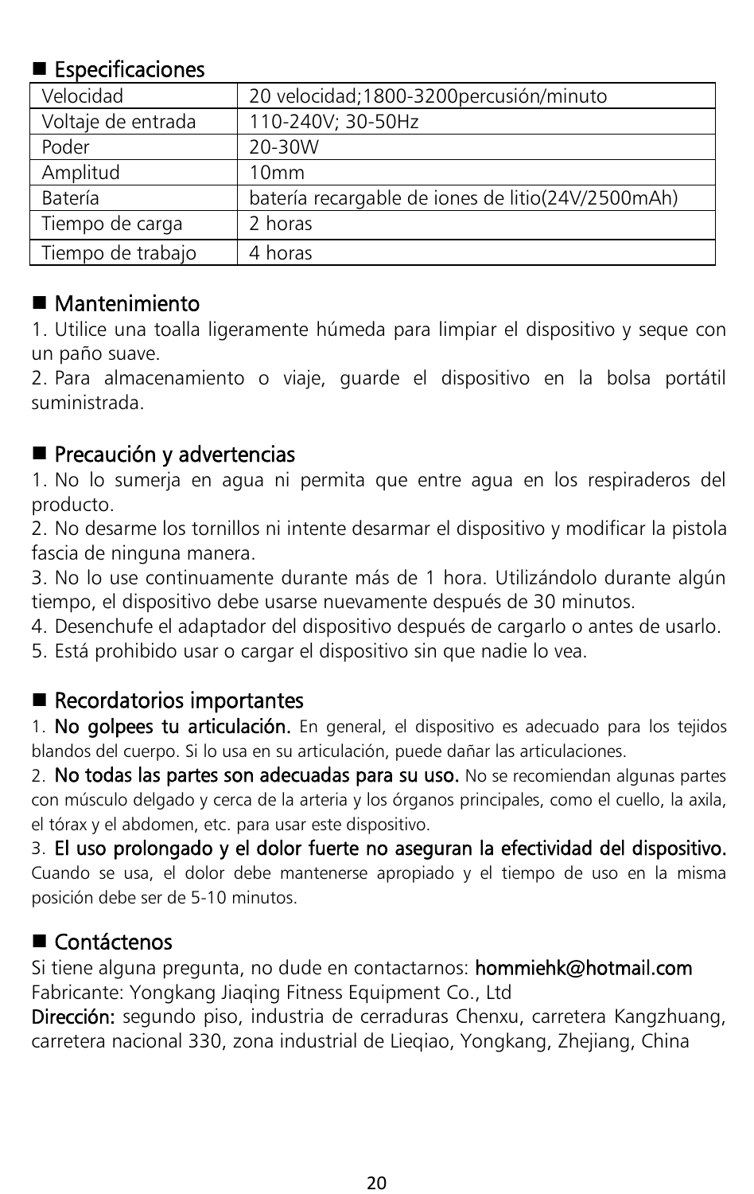## ■ Especificaciones

| Velocidad | 20 velocidad;1800-3200percusión/minuto |
|---|---|
| Voltaje de entrada | 110-240V; 30-50Hz |
| Poder | 20-30W |
| Amplitud | 10mm |
| Batería | batería recargable de iones de litio(24V/2500mAh) |
| Tiempo de carga | 2 horas |
| Tiempo de trabajo | 4 horas |

## ■ Mantenimiento

1. Utilice una toalla ligeramente húmeda para limpiar el dispositivo y seque con un paño suave.
2. Para almacenamiento o viaje, guarde el dispositivo en la bolsa portátil suministrada.

## ■ Precaución y advertencias

1. No lo sumerja en agua ni permita que entre agua en los respiraderos del producto.
2. No desarme los tornillos ni intente desarmar el dispositivo y modificar la pistola fascia de ninguna manera.
3. No lo use continuamente durante más de 1 hora. Utilizándolo durante algún tiempo, el dispositivo debe usarse nuevamente después de 30 minutos.
4. Desenchufe el adaptador del dispositivo después de cargarlo o antes de usarlo.
5. Está prohibido usar o cargar el dispositivo sin que nadie lo vea.

## ■ Recordatorios importantes

1. **No golpees tu articulación.** En general, el dispositivo es adecuado para los tejidos blandos del cuerpo. Si lo usa en su articulación, puede dañar las articulaciones.
2. **No todas las partes son adecuadas para su uso.** No se recomiendan algunas partes con músculo delgado y cerca de la arteria y los órganos principales, como el cuello, la axila, el tórax y el abdomen, etc. para usar este dispositivo.
3. **El uso prolongado y el dolor fuerte no aseguran la efectividad del dispositivo.** Cuando se usa, el dolor debe mantenerse apropiado y el tiempo de uso en la misma posición debe ser de 5-10 minutos.

## ■ Contáctenos

Si tiene alguna pregunta, no dude en contactarnos: **hommiehk@hotmail.com**
Fabricante: Yongkang Jiaqing Fitness Equipment Co., Ltd
**Dirección:** segundo piso, industria de cerraduras Chenxu, carretera Kangzhuang, carretera nacional 330, zona industrial de Lieqiao, Yongkang, Zhejiang, China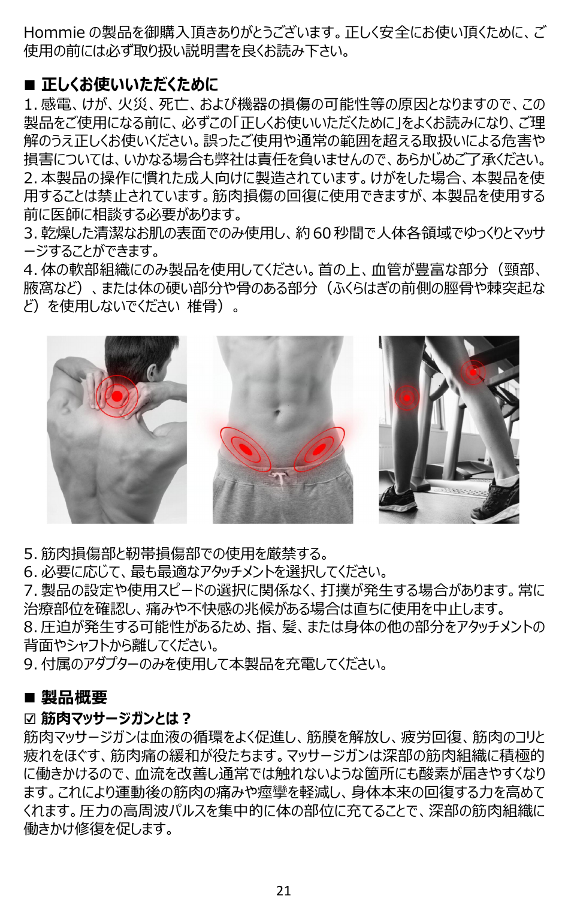Hommie の製品を御購入頂きありがとうございます。正しく安全にお使い頂くために、ご使用の前には必ず取り扱い説明書を良くお読み下さい。

## ■ 正しくお使いいただくために

1. 感電、けが、火災、死亡、および機器の損傷の可能性等の原因となりますので、この製品をご使用になる前に、必ずこの「正しくお使いいただくために」をよくお読みになり、ご理解のうえ正しくお使いください。誤ったご使用や通常の範囲を超える取扱いによる危害や損害については、いかなる場合も弊社は責任を負いませんので、あらかじめご了承ください。
2. 本製品の操作に慣れた成人向けに製造されています。けがをした場合、本製品を使用することは禁止されています。筋肉損傷の回復に使用できますが、本製品を使用する前に医師に相談する必要があります。
3. 乾燥した清潔なお肌の表面でのみ使用し、約 60 秒間で人体各領域でゆっくりとマッサージすることができます。
4. 体の軟部組織にのみ製品を使用してください。首の上、血管が豊富な部分（頸部、腋窩など）、または体の硬い部分や骨のある部分（ふくらはぎの前側の脛骨や棘突起など）を使用しないでください 椎骨）。

5. 筋肉損傷部と靭帯損傷部での使用を厳禁する。
6. 必要に応じて、最も最適なアタッチメントを選択してください。
7. 製品の設定や使用スピードの選択に関係なく、打撲が発生する場合があります。常に治療部位を確認し、痛みや不快感の兆候がある場合は直ちに使用を中止します。
8. 圧迫が発生する可能性があるため、指、髪、または身体の他の部分をアタッチメントの背面やシャフトから離してください。
9. 付属のアダプターのみを使用して本製品を充電してください。

## ■ 製品概要

### ☑ 筋肉マッサージガンとは？

筋肉マッサージガンは血液の循環をよく促進し、筋膜を解放し、疲労回復、筋肉のコリと疲れをほぐす、筋肉痛の緩和が役たちます。マッサージガンは深部の筋肉組織に積極的に働きかけるので、血流を改善し通常では触れないような箇所にも酸素が届きやすくなります。これにより運動後の筋肉の痛みや痙攣を軽減し、身体本来の回復する力を高めてくれます。圧力の高周波パルスを集中的に体の部位に充てることで、深部の筋肉組織に働きかけ修復を促します。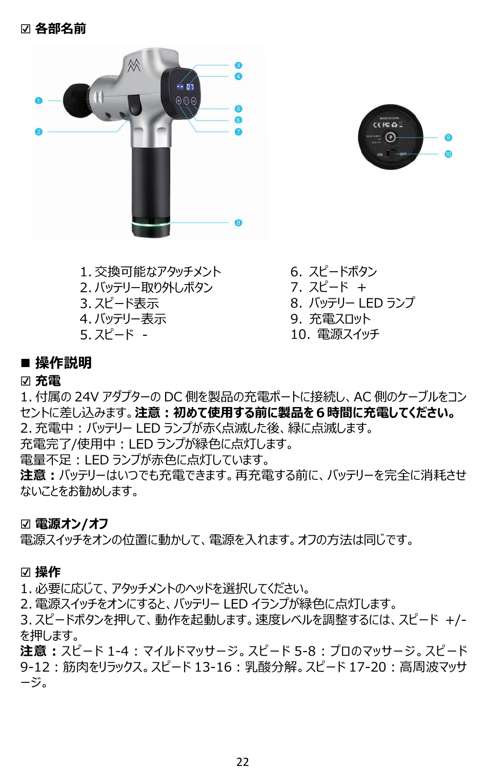## ☑ 各部名前

1. 交換可能なアタッチメント
2. バッテリー取り外しボタン
3. スピード表示
4. バッテリー表示
5. スピード -
6. スピードボタン
7. スピード +
8. バッテリー LED ランプ
9. 充電スロット
10. 電源スイッチ

## ■ 操作説明

### ☑ 充電

1. 付属の 24V アダプターの DC 側を製品の充電ポートに接続し、AC 側のケーブルをコンセントに差し込みます。**注意：初めて使用する前に製品を 6 時間に充電してください。**
2. 充電中：バッテリー LED ランプが赤く点滅した後、緑に点滅します。

充電完了/使用中：LED ランプが緑色に点灯します。

電量不足：LED ランプが赤色に点灯しています。

**注意：**バッテリーはいつでも充電できます。再充電する前に、バッテリーを完全に消耗させないことをお勧めします。

### ☑ 電源オン/オフ

電源スイッチをオンの位置に動かして、電源を入れます。オフの方法は同じです。

### ☑ 操作

1. 必要に応じて、アタッチメントのヘッドを選択してください。
2. 電源スイッチをオンにすると、バッテリー LED イランプが緑色に点灯します。
3. スピードボタンを押して、動作を起動します。速度レベルを調整するには、スピード +/- を押します。

**注意：**スピード 1-4：マイルドマッサージ。スピード 5-8：プロのマッサージ。スピード 9-12：筋肉をリラックス。スピード 13-16：乳酸分解。スピード 17-20：高周波マッサージ。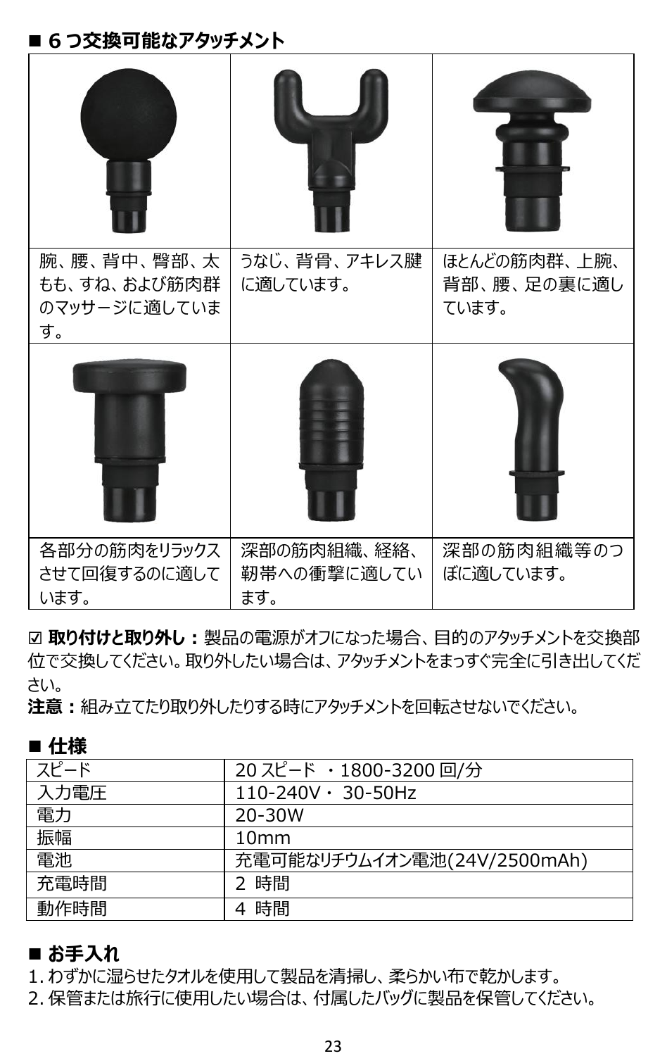## ■ 6 つ交換可能なアタッチメント

| | | |
|---|---|---|
| 腕、腰、背中、臀部、太もも、すね、および筋肉群のマッサージに適しています。 | うなじ、背骨、アキレス腱に適しています。 | ほとんどの筋肉群、上腕、背部、腰、足の裏に適しています。 |
| 各部分の筋肉をリラックスさせて回復するのに適しています。 | 深部の筋肉組織、経絡、靭帯への衝撃に適しています。 | 深部の筋肉組織等のつぼに適しています。 |

☑ **取り付けと取り外し：** 製品の電源がオフになった場合、目的のアタッチメントを交換部位で交換してください。取り外したい場合は、アタッチメントをまっすぐ完全に引き出してください。

**注意：** 組み立てたり取り外したりする時にアタッチメントを回転させないでください。

## ■ 仕様

| | |
|---|---|
| スピード | 20 スピード ・1800-3200 回/分 |
| 入力電圧 | 110-240V・ 30-50Hz |
| 電力 | 20-30W |
| 振幅 | 10mm |
| 電池 | 充電可能なリチウムイオン電池(24V/2500mAh) |
| 充電時間 | 2 時間 |
| 動作時間 | 4 時間 |

## ■ お手入れ

1. わずかに湿らせたタオルを使用して製品を清掃し、柔らかい布で乾かします。
2. 保管または旅行に使用したい場合は、付属したバッグに製品を保管してください。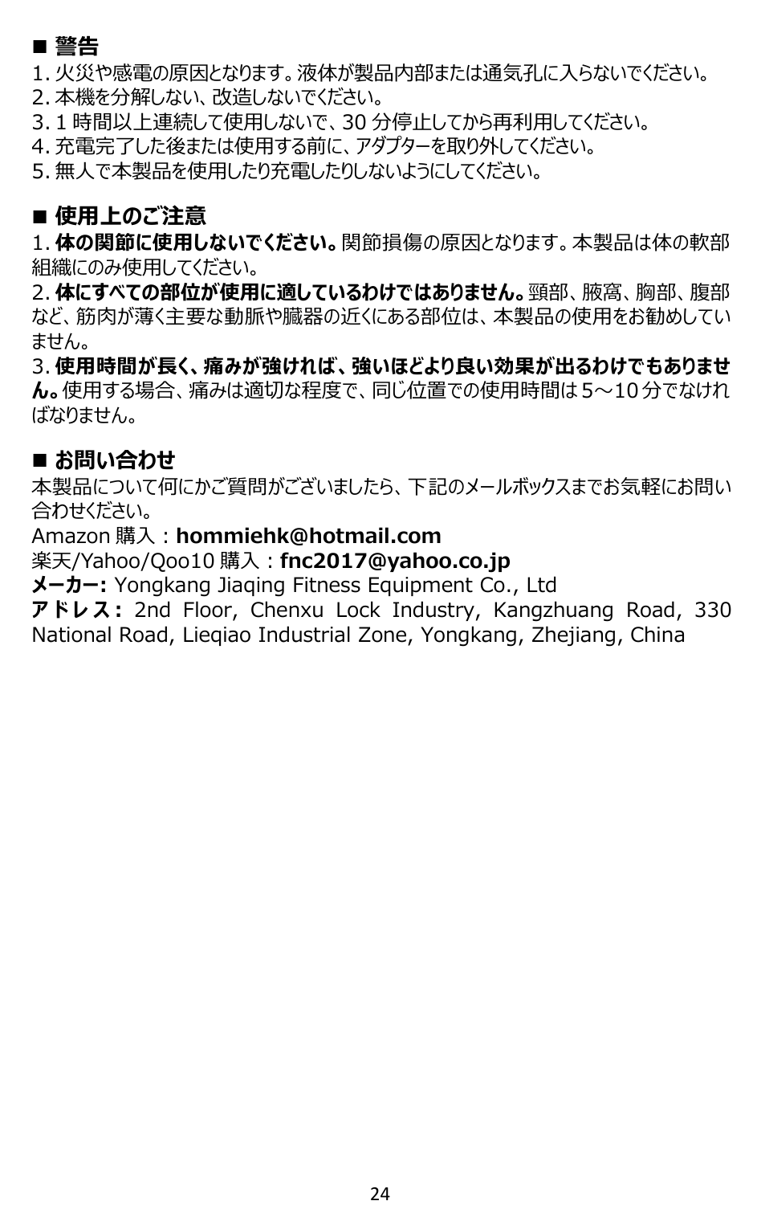## ■ 警告

1. 火災や感電の原因となります。液体が製品内部または通気孔に入らないでください。
2. 本機を分解しない、改造しないでください。
3. 1 時間以上連続して使用しないで、30 分停止してから再利用してください。
4. 充電完了した後または使用する前に、アダプターを取り外してください。
5. 無人で本製品を使用したり充電したりしないようにしてください。

## ■ 使用上のご注意

1. **体の関節に使用しないでください。** 関節損傷の原因となります。本製品は体の軟部組織にのみ使用してください。
2. **体にすべての部位が使用に適しているわけではありません。** 頸部、腋窩、胸部、腹部など、筋肉が薄く主要な動脈や臓器の近くにある部位は、本製品の使用をお勧めしていません。
3. **使用時間が長く、痛みが強ければ、強いほどより良い効果が出るわけでもありません。** 使用する場合、痛みは適切な程度で、同じ位置での使用時間は5～10分でなければなりません。

## ■ お問い合わせ

本製品について何にかご質問がございましたら、下記のメールボックスまでお気軽にお問い合わせください。

Amazon 購入：**hommiehk@hotmail.com**

楽天/Yahoo/Qoo10 購入：**fnc2017@yahoo.co.jp**

**メーカー:** Yongkang Jiaqing Fitness Equipment Co., Ltd

**アドレス:** 2nd Floor, Chenxu Lock Industry, Kangzhuang Road, 330 National Road, Lieqiao Industrial Zone, Yongkang, Zhejiang, China